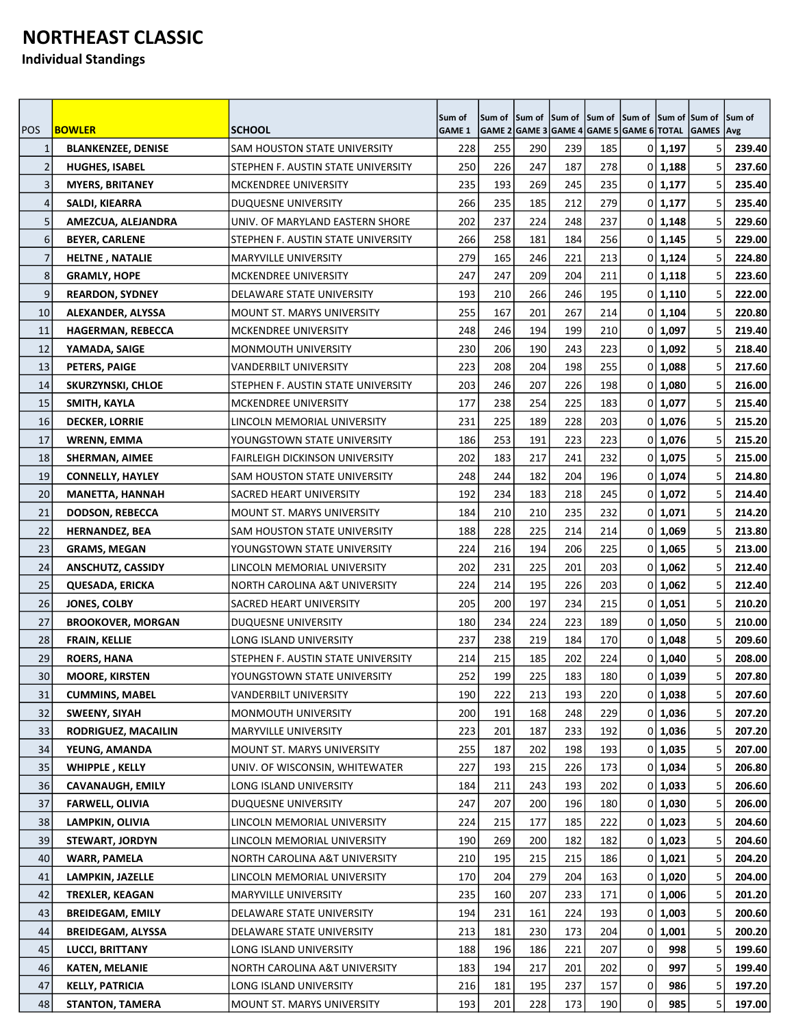# NORTHEAST CLASSIC

**Individual Standings**

| POS | BOWLER | SCHOOL | Sum of GAME 1 | Sum of GAME 2 | Sum of GAME 3 | Sum of GAME 4 | Sum of GAME 5 | Sum of GAME 6 | Sum of TOTAL | Sum of GAMES | Sum of Avg |
|---|---|---|---|---|---|---|---|---|---|---|---|
| 1 | BLANKENZEE, DENISE | SAM HOUSTON STATE UNIVERSITY | 228 | 255 | 290 | 239 | 185 | 0 | 1,197 | 5 | 239.40 |
| 2 | HUGHES, ISABEL | STEPHEN F. AUSTIN STATE UNIVERSITY | 250 | 226 | 247 | 187 | 278 | 0 | 1,188 | 5 | 237.60 |
| 3 | MYERS, BRITANEY | MCKENDREE UNIVERSITY | 235 | 193 | 269 | 245 | 235 | 0 | 1,177 | 5 | 235.40 |
| 4 | SALDI, KIEARRA | DUQUESNE UNIVERSITY | 266 | 235 | 185 | 212 | 279 | 0 | 1,177 | 5 | 235.40 |
| 5 | AMEZCUA, ALEJANDRA | UNIV. OF MARYLAND EASTERN SHORE | 202 | 237 | 224 | 248 | 237 | 0 | 1,148 | 5 | 229.60 |
| 6 | BEYER, CARLENE | STEPHEN F. AUSTIN STATE UNIVERSITY | 266 | 258 | 181 | 184 | 256 | 0 | 1,145 | 5 | 229.00 |
| 7 | HELTNE , NATALIE | MARYVILLE UNIVERSITY | 279 | 165 | 246 | 221 | 213 | 0 | 1,124 | 5 | 224.80 |
| 8 | GRAMLY, HOPE | MCKENDREE UNIVERSITY | 247 | 247 | 209 | 204 | 211 | 0 | 1,118 | 5 | 223.60 |
| 9 | REARDON, SYDNEY | DELAWARE STATE UNIVERSITY | 193 | 210 | 266 | 246 | 195 | 0 | 1,110 | 5 | 222.00 |
| 10 | ALEXANDER, ALYSSA | MOUNT ST. MARYS UNIVERSITY | 255 | 167 | 201 | 267 | 214 | 0 | 1,104 | 5 | 220.80 |
| 11 | HAGERMAN, REBECCA | MCKENDREE UNIVERSITY | 248 | 246 | 194 | 199 | 210 | 0 | 1,097 | 5 | 219.40 |
| 12 | YAMADA, SAIGE | MONMOUTH UNIVERSITY | 230 | 206 | 190 | 243 | 223 | 0 | 1,092 | 5 | 218.40 |
| 13 | PETERS, PAIGE | VANDERBILT UNIVERSITY | 223 | 208 | 204 | 198 | 255 | 0 | 1,088 | 5 | 217.60 |
| 14 | SKURZYNSKI, CHLOE | STEPHEN F. AUSTIN STATE UNIVERSITY | 203 | 246 | 207 | 226 | 198 | 0 | 1,080 | 5 | 216.00 |
| 15 | SMITH, KAYLA | MCKENDREE UNIVERSITY | 177 | 238 | 254 | 225 | 183 | 0 | 1,077 | 5 | 215.40 |
| 16 | DECKER, LORRIE | LINCOLN MEMORIAL UNIVERSITY | 231 | 225 | 189 | 228 | 203 | 0 | 1,076 | 5 | 215.20 |
| 17 | WRENN, EMMA | YOUNGSTOWN STATE UNIVERSITY | 186 | 253 | 191 | 223 | 223 | 0 | 1,076 | 5 | 215.20 |
| 18 | SHERMAN, AIMEE | FAIRLEIGH DICKINSON UNIVERSITY | 202 | 183 | 217 | 241 | 232 | 0 | 1,075 | 5 | 215.00 |
| 19 | CONNELLY, HAYLEY | SAM HOUSTON STATE UNIVERSITY | 248 | 244 | 182 | 204 | 196 | 0 | 1,074 | 5 | 214.80 |
| 20 | MANETTA, HANNAH | SACRED HEART UNIVERSITY | 192 | 234 | 183 | 218 | 245 | 0 | 1,072 | 5 | 214.40 |
| 21 | DODSON, REBECCA | MOUNT ST. MARYS UNIVERSITY | 184 | 210 | 210 | 235 | 232 | 0 | 1,071 | 5 | 214.20 |
| 22 | HERNANDEZ, BEA | SAM HOUSTON STATE UNIVERSITY | 188 | 228 | 225 | 214 | 214 | 0 | 1,069 | 5 | 213.80 |
| 23 | GRAMS, MEGAN | YOUNGSTOWN STATE UNIVERSITY | 224 | 216 | 194 | 206 | 225 | 0 | 1,065 | 5 | 213.00 |
| 24 | ANSCHUTZ, CASSIDY | LINCOLN MEMORIAL UNIVERSITY | 202 | 231 | 225 | 201 | 203 | 0 | 1,062 | 5 | 212.40 |
| 25 | QUESADA, ERICKA | NORTH CAROLINA A&T UNIVERSITY | 224 | 214 | 195 | 226 | 203 | 0 | 1,062 | 5 | 212.40 |
| 26 | JONES, COLBY | SACRED HEART UNIVERSITY | 205 | 200 | 197 | 234 | 215 | 0 | 1,051 | 5 | 210.20 |
| 27 | BROOKOVER, MORGAN | DUQUESNE UNIVERSITY | 180 | 234 | 224 | 223 | 189 | 0 | 1,050 | 5 | 210.00 |
| 28 | FRAIN, KELLIE | LONG ISLAND UNIVERSITY | 237 | 238 | 219 | 184 | 170 | 0 | 1,048 | 5 | 209.60 |
| 29 | ROERS, HANA | STEPHEN F. AUSTIN STATE UNIVERSITY | 214 | 215 | 185 | 202 | 224 | 0 | 1,040 | 5 | 208.00 |
| 30 | MOORE, KIRSTEN | YOUNGSTOWN STATE UNIVERSITY | 252 | 199 | 225 | 183 | 180 | 0 | 1,039 | 5 | 207.80 |
| 31 | CUMMINS, MABEL | VANDERBILT UNIVERSITY | 190 | 222 | 213 | 193 | 220 | 0 | 1,038 | 5 | 207.60 |
| 32 | SWEENY, SIYAH | MONMOUTH UNIVERSITY | 200 | 191 | 168 | 248 | 229 | 0 | 1,036 | 5 | 207.20 |
| 33 | RODRIGUEZ, MACAILIN | MARYVILLE UNIVERSITY | 223 | 201 | 187 | 233 | 192 | 0 | 1,036 | 5 | 207.20 |
| 34 | YEUNG, AMANDA | MOUNT ST. MARYS UNIVERSITY | 255 | 187 | 202 | 198 | 193 | 0 | 1,035 | 5 | 207.00 |
| 35 | WHIPPLE , KELLY | UNIV. OF WISCONSIN, WHITEWATER | 227 | 193 | 215 | 226 | 173 | 0 | 1,034 | 5 | 206.80 |
| 36 | CAVANAUGH, EMILY | LONG ISLAND UNIVERSITY | 184 | 211 | 243 | 193 | 202 | 0 | 1,033 | 5 | 206.60 |
| 37 | FARWELL, OLIVIA | DUQUESNE UNIVERSITY | 247 | 207 | 200 | 196 | 180 | 0 | 1,030 | 5 | 206.00 |
| 38 | LAMPKIN, OLIVIA | LINCOLN MEMORIAL UNIVERSITY | 224 | 215 | 177 | 185 | 222 | 0 | 1,023 | 5 | 204.60 |
| 39 | STEWART, JORDYN | LINCOLN MEMORIAL UNIVERSITY | 190 | 269 | 200 | 182 | 182 | 0 | 1,023 | 5 | 204.60 |
| 40 | WARR, PAMELA | NORTH CAROLINA A&T UNIVERSITY | 210 | 195 | 215 | 215 | 186 | 0 | 1,021 | 5 | 204.20 |
| 41 | LAMPKIN, JAZELLE | LINCOLN MEMORIAL UNIVERSITY | 170 | 204 | 279 | 204 | 163 | 0 | 1,020 | 5 | 204.00 |
| 42 | TREXLER, KEAGAN | MARYVILLE UNIVERSITY | 235 | 160 | 207 | 233 | 171 | 0 | 1,006 | 5 | 201.20 |
| 43 | BREIDEGAM, EMILY | DELAWARE STATE UNIVERSITY | 194 | 231 | 161 | 224 | 193 | 0 | 1,003 | 5 | 200.60 |
| 44 | BREIDEGAM, ALYSSA | DELAWARE STATE UNIVERSITY | 213 | 181 | 230 | 173 | 204 | 0 | 1,001 | 5 | 200.20 |
| 45 | LUCCI, BRITTANY | LONG ISLAND UNIVERSITY | 188 | 196 | 186 | 221 | 207 | 0 | 998 | 5 | 199.60 |
| 46 | KATEN, MELANIE | NORTH CAROLINA A&T UNIVERSITY | 183 | 194 | 217 | 201 | 202 | 0 | 997 | 5 | 199.40 |
| 47 | KELLY, PATRICIA | LONG ISLAND UNIVERSITY | 216 | 181 | 195 | 237 | 157 | 0 | 986 | 5 | 197.20 |
| 48 | STANTON, TAMERA | MOUNT ST. MARYS UNIVERSITY | 193 | 201 | 228 | 173 | 190 | 0 | 985 | 5 | 197.00 |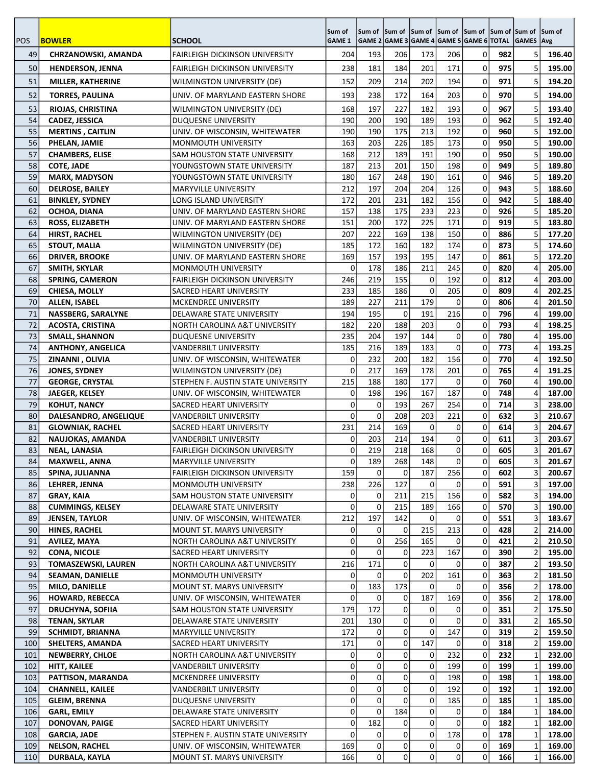| POS | BOWLER | SCHOOL | Sum of GAME 1 | Sum of GAME 2 | Sum of GAME 3 | Sum of GAME 4 | Sum of GAME 5 | Sum of GAME 6 | Sum of TOTAL | Sum of GAMES | Sum of Avg |
|---|---|---|---|---|---|---|---|---|---|---|---|
| 49 | CHRZANOWSKI, AMANDA | FAIRLEIGH DICKINSON UNIVERSITY | 204 | 193 | 206 | 173 | 206 | 0 | 982 | 5 | 196.40 |
| 50 | HENDERSON, JENNA | FAIRLEIGH DICKINSON UNIVERSITY | 238 | 181 | 184 | 201 | 171 | 0 | 975 | 5 | 195.00 |
| 51 | MILLER, KATHERINE | WILMINGTON UNIVERSITY (DE) | 152 | 209 | 214 | 202 | 194 | 0 | 971 | 5 | 194.20 |
| 52 | TORRES, PAULINA | UNIV. OF MARYLAND EASTERN SHORE | 193 | 238 | 172 | 164 | 203 | 0 | 970 | 5 | 194.00 |
| 53 | RIOJAS, CHRISTINA | WILMINGTON UNIVERSITY (DE) | 168 | 197 | 227 | 182 | 193 | 0 | 967 | 5 | 193.40 |
| 54 | CADEZ, JESSICA | DUQUESNE UNIVERSITY | 190 | 200 | 190 | 189 | 193 | 0 | 962 | 5 | 192.40 |
| 55 | MERTINS , CAITLIN | UNIV. OF WISCONSIN, WHITEWATER | 190 | 190 | 175 | 213 | 192 | 0 | 960 | 5 | 192.00 |
| 56 | PHELAN, JAMIE | MONMOUTH UNIVERSITY | 163 | 203 | 226 | 185 | 173 | 0 | 950 | 5 | 190.00 |
| 57 | CHAMBERS, ELISE | SAM HOUSTON STATE UNIVERSITY | 168 | 212 | 189 | 191 | 190 | 0 | 950 | 5 | 190.00 |
| 58 | COTE, JADE | YOUNGSTOWN STATE UNIVERSITY | 187 | 213 | 201 | 150 | 198 | 0 | 949 | 5 | 189.80 |
| 59 | MARX, MADYSON | YOUNGSTOWN STATE UNIVERSITY | 180 | 167 | 248 | 190 | 161 | 0 | 946 | 5 | 189.20 |
| 60 | DELROSE, BAILEY | MARYVILLE UNIVERSITY | 212 | 197 | 204 | 204 | 126 | 0 | 943 | 5 | 188.60 |
| 61 | BINKLEY, SYDNEY | LONG ISLAND UNIVERSITY | 172 | 201 | 231 | 182 | 156 | 0 | 942 | 5 | 188.40 |
| 62 | OCHOA, DIANA | UNIV. OF MARYLAND EASTERN SHORE | 157 | 138 | 175 | 233 | 223 | 0 | 926 | 5 | 185.20 |
| 63 | ROSS, ELIZABETH | UNIV. OF MARYLAND EASTERN SHORE | 151 | 200 | 172 | 225 | 171 | 0 | 919 | 5 | 183.80 |
| 64 | HIRST, RACHEL | WILMINGTON UNIVERSITY (DE) | 207 | 222 | 169 | 138 | 150 | 0 | 886 | 5 | 177.20 |
| 65 | STOUT, MALIA | WILMINGTON UNIVERSITY (DE) | 185 | 172 | 160 | 182 | 174 | 0 | 873 | 5 | 174.60 |
| 66 | DRIVER, BROOKE | UNIV. OF MARYLAND EASTERN SHORE | 169 | 157 | 193 | 195 | 147 | 0 | 861 | 5 | 172.20 |
| 67 | SMITH, SKYLAR | MONMOUTH UNIVERSITY | 0 | 178 | 186 | 211 | 245 | 0 | 820 | 4 | 205.00 |
| 68 | SPRING, CAMERON | FAIRLEIGH DICKINSON UNIVERSITY | 246 | 219 | 155 | 0 | 192 | 0 | 812 | 4 | 203.00 |
| 69 | CHIESA, MOLLY | SACRED HEART UNIVERSITY | 233 | 185 | 186 | 0 | 205 | 0 | 809 | 4 | 202.25 |
| 70 | ALLEN, ISABEL | MCKENDREE UNIVERSITY | 189 | 227 | 211 | 179 | 0 | 0 | 806 | 4 | 201.50 |
| 71 | NASSBERG, SARALYNE | DELAWARE STATE UNIVERSITY | 194 | 195 | 0 | 191 | 216 | 0 | 796 | 4 | 199.00 |
| 72 | ACOSTA, CRISTINA | NORTH CAROLINA A&T UNIVERSITY | 182 | 220 | 188 | 203 | 0 | 0 | 793 | 4 | 198.25 |
| 73 | SMALL, SHANNON | DUQUESNE UNIVERSITY | 235 | 204 | 197 | 144 | 0 | 0 | 780 | 4 | 195.00 |
| 74 | ANTHONY, ANGELICA | VANDERBILT UNIVERSITY | 185 | 216 | 189 | 183 | 0 | 0 | 773 | 4 | 193.25 |
| 75 | ZINANNI , OLIVIA | UNIV. OF WISCONSIN, WHITEWATER | 0 | 232 | 200 | 182 | 156 | 0 | 770 | 4 | 192.50 |
| 76 | JONES, SYDNEY | WILMINGTON UNIVERSITY (DE) | 0 | 217 | 169 | 178 | 201 | 0 | 765 | 4 | 191.25 |
| 77 | GEORGE, CRYSTAL | STEPHEN F. AUSTIN STATE UNIVERSITY | 215 | 188 | 180 | 177 | 0 | 0 | 760 | 4 | 190.00 |
| 78 | JAEGER, KELSEY | UNIV. OF WISCONSIN, WHITEWATER | 0 | 198 | 196 | 167 | 187 | 0 | 748 | 4 | 187.00 |
| 79 | KOHUT, NANCY | SACRED HEART UNIVERSITY | 0 | 0 | 193 | 267 | 254 | 0 | 714 | 3 | 238.00 |
| 80 | DALESANDRO, ANGELIQUE | VANDERBILT UNIVERSITY | 0 | 0 | 208 | 203 | 221 | 0 | 632 | 3 | 210.67 |
| 81 | GLOWNIAK, RACHEL | SACRED HEART UNIVERSITY | 231 | 214 | 169 | 0 | 0 | 0 | 614 | 3 | 204.67 |
| 82 | NAUJOKAS, AMANDA | VANDERBILT UNIVERSITY | 0 | 203 | 214 | 194 | 0 | 0 | 611 | 3 | 203.67 |
| 83 | NEAL, LANASIA | FAIRLEIGH DICKINSON UNIVERSITY | 0 | 219 | 218 | 168 | 0 | 0 | 605 | 3 | 201.67 |
| 84 | MAXWELL, ANNA | MARYVILLE UNIVERSITY | 0 | 189 | 268 | 148 | 0 | 0 | 605 | 3 | 201.67 |
| 85 | SPINA, JULIANNA | FAIRLEIGH DICKINSON UNIVERSITY | 159 | 0 | 0 | 187 | 256 | 0 | 602 | 3 | 200.67 |
| 86 | LEHRER, JENNA | MONMOUTH UNIVERSITY | 238 | 226 | 127 | 0 | 0 | 0 | 591 | 3 | 197.00 |
| 87 | GRAY, KAIA | SAM HOUSTON STATE UNIVERSITY | 0 | 0 | 211 | 215 | 156 | 0 | 582 | 3 | 194.00 |
| 88 | CUMMINGS, KELSEY | DELAWARE STATE UNIVERSITY | 0 | 0 | 215 | 189 | 166 | 0 | 570 | 3 | 190.00 |
| 89 | JENSEN, TAYLOR | UNIV. OF WISCONSIN, WHITEWATER | 212 | 197 | 142 | 0 | 0 | 0 | 551 | 3 | 183.67 |
| 90 | HINES, RACHEL | MOUNT ST. MARYS UNIVERSITY | 0 | 0 | 0 | 215 | 213 | 0 | 428 | 2 | 214.00 |
| 91 | AVILEZ, MAYA | NORTH CAROLINA A&T UNIVERSITY | 0 | 0 | 256 | 165 | 0 | 0 | 421 | 2 | 210.50 |
| 92 | CONA, NICOLE | SACRED HEART UNIVERSITY | 0 | 0 | 0 | 223 | 167 | 0 | 390 | 2 | 195.00 |
| 93 | TOMASZEWSKI, LAUREN | NORTH CAROLINA A&T UNIVERSITY | 216 | 171 | 0 | 0 | 0 | 0 | 387 | 2 | 193.50 |
| 94 | SEAMAN, DANIELLE | MONMOUTH UNIVERSITY | 0 | 0 | 0 | 202 | 161 | 0 | 363 | 2 | 181.50 |
| 95 | MILO, DANIELLE | MOUNT ST. MARYS UNIVERSITY | 0 | 183 | 173 | 0 | 0 | 0 | 356 | 2 | 178.00 |
| 96 | HOWARD, REBECCA | UNIV. OF WISCONSIN, WHITEWATER | 0 | 0 | 0 | 187 | 169 | 0 | 356 | 2 | 178.00 |
| 97 | DRUCHYNA, SOFIIA | SAM HOUSTON STATE UNIVERSITY | 179 | 172 | 0 | 0 | 0 | 0 | 351 | 2 | 175.50 |
| 98 | TENAN, SKYLAR | DELAWARE STATE UNIVERSITY | 201 | 130 | 0 | 0 | 0 | 0 | 331 | 2 | 165.50 |
| 99 | SCHMIDT, BRIANNA | MARYVILLE UNIVERSITY | 172 | 0 | 0 | 0 | 147 | 0 | 319 | 2 | 159.50 |
| 100 | SHELTERS, AMANDA | SACRED HEART UNIVERSITY | 171 | 0 | 0 | 147 | 0 | 0 | 318 | 2 | 159.00 |
| 101 | NEWBERRY, CHLOE | NORTH CAROLINA A&T UNIVERSITY | 0 | 0 | 0 | 0 | 232 | 0 | 232 | 1 | 232.00 |
| 102 | HITT, KAILEE | VANDERBILT UNIVERSITY | 0 | 0 | 0 | 0 | 199 | 0 | 199 | 1 | 199.00 |
| 103 | PATTISON, MARANDA | MCKENDREE UNIVERSITY | 0 | 0 | 0 | 0 | 198 | 0 | 198 | 1 | 198.00 |
| 104 | CHANNELL, KAILEE | VANDERBILT UNIVERSITY | 0 | 0 | 0 | 0 | 192 | 0 | 192 | 1 | 192.00 |
| 105 | GLEIM, BRENNA | DUQUESNE UNIVERSITY | 0 | 0 | 0 | 0 | 185 | 0 | 185 | 1 | 185.00 |
| 106 | GARL, EMILY | DELAWARE STATE UNIVERSITY | 0 | 0 | 184 | 0 | 0 | 0 | 184 | 1 | 184.00 |
| 107 | DONOVAN, PAIGE | SACRED HEART UNIVERSITY | 0 | 182 | 0 | 0 | 0 | 0 | 182 | 1 | 182.00 |
| 108 | GARCIA, JADE | STEPHEN F. AUSTIN STATE UNIVERSITY | 0 | 0 | 0 | 0 | 178 | 0 | 178 | 1 | 178.00 |
| 109 | NELSON, RACHEL | UNIV. OF WISCONSIN, WHITEWATER | 169 | 0 | 0 | 0 | 0 | 0 | 169 | 1 | 169.00 |
| 110 | DURBALA, KAYLA | MOUNT ST. MARYS UNIVERSITY | 166 | 0 | 0 | 0 | 0 | 0 | 166 | 1 | 166.00 |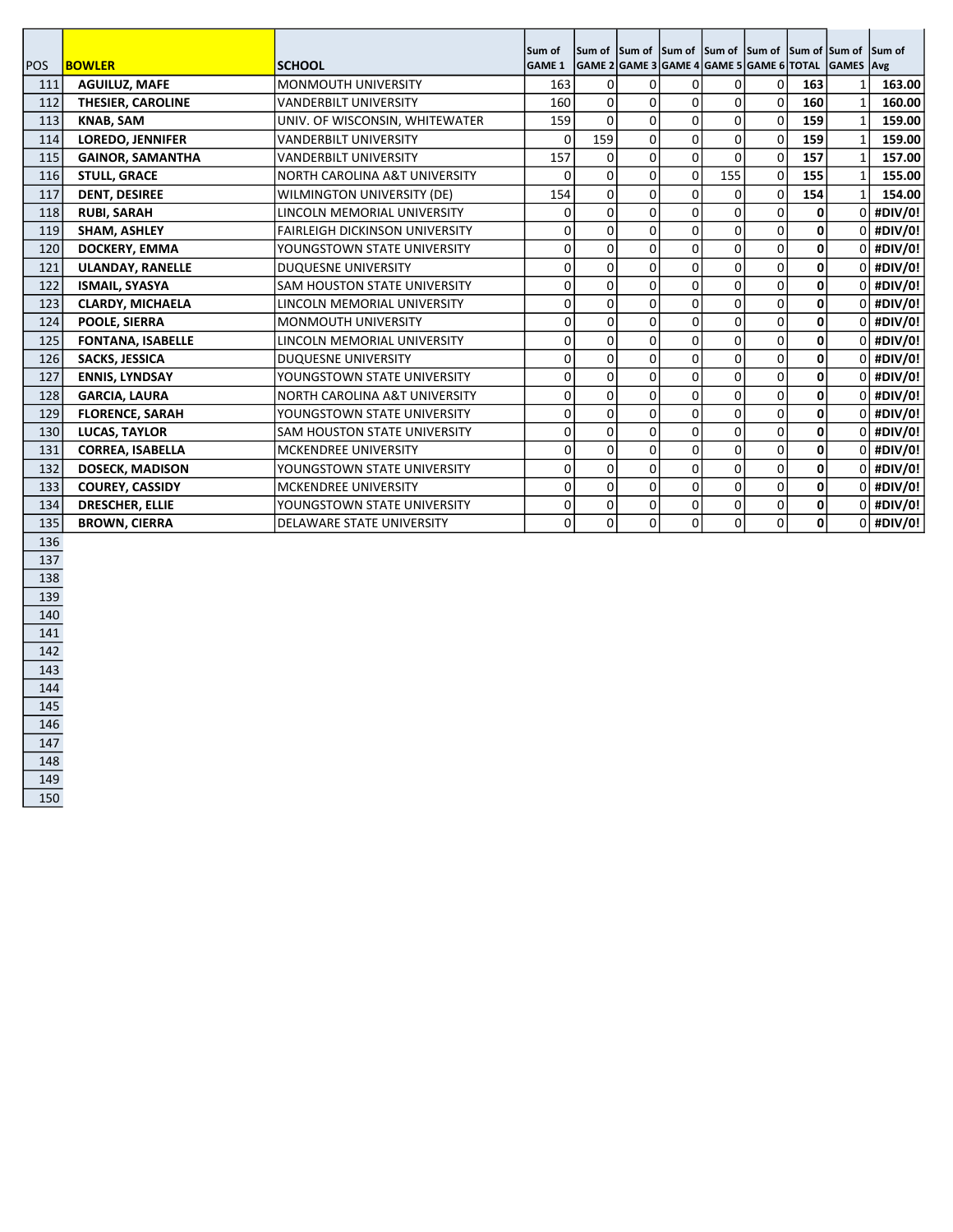| POS | BOWLER | SCHOOL | Sum of GAME 1 | Sum of GAME 2 | Sum of GAME 3 | Sum of GAME 4 | Sum of GAME 5 | Sum of GAME 6 | Sum of TOTAL | Sum of GAMES | Sum of Avg |
|---|---|---|---|---|---|---|---|---|---|---|---|
| 111 | **AGUILUZ, MAFE** | MONMOUTH UNIVERSITY | 163 | 0 | 0 | 0 | 0 | 0 | **163** | 1 | **163.00** |
| 112 | **THESIER, CAROLINE** | VANDERBILT UNIVERSITY | 160 | 0 | 0 | 0 | 0 | 0 | **160** | 1 | **160.00** |
| 113 | **KNAB, SAM** | UNIV. OF WISCONSIN, WHITEWATER | 159 | 0 | 0 | 0 | 0 | 0 | **159** | 1 | **159.00** |
| 114 | **LOREDO, JENNIFER** | VANDERBILT UNIVERSITY | 0 | 159 | 0 | 0 | 0 | 0 | **159** | 1 | **159.00** |
| 115 | **GAINOR, SAMANTHA** | VANDERBILT UNIVERSITY | 157 | 0 | 0 | 0 | 0 | 0 | **157** | 1 | **157.00** |
| 116 | **STULL, GRACE** | NORTH CAROLINA A&T UNIVERSITY | 0 | 0 | 0 | 0 | 155 | 0 | **155** | 1 | **155.00** |
| 117 | **DENT, DESIREE** | WILMINGTON UNIVERSITY (DE) | 154 | 0 | 0 | 0 | 0 | 0 | **154** | 1 | **154.00** |
| 118 | **RUBI, SARAH** | LINCOLN MEMORIAL UNIVERSITY | 0 | 0 | 0 | 0 | 0 | 0 | **0** | 0 | **#DIV/0!** |
| 119 | **SHAM, ASHLEY** | FAIRLEIGH DICKINSON UNIVERSITY | 0 | 0 | 0 | 0 | 0 | 0 | **0** | 0 | **#DIV/0!** |
| 120 | **DOCKERY, EMMA** | YOUNGSTOWN STATE UNIVERSITY | 0 | 0 | 0 | 0 | 0 | 0 | **0** | 0 | **#DIV/0!** |
| 121 | **ULANDAY, RANELLE** | DUQUESNE UNIVERSITY | 0 | 0 | 0 | 0 | 0 | 0 | **0** | 0 | **#DIV/0!** |
| 122 | **ISMAIL, SYASYA** | SAM HOUSTON STATE UNIVERSITY | 0 | 0 | 0 | 0 | 0 | 0 | **0** | 0 | **#DIV/0!** |
| 123 | **CLARDY, MICHAELA** | LINCOLN MEMORIAL UNIVERSITY | 0 | 0 | 0 | 0 | 0 | 0 | **0** | 0 | **#DIV/0!** |
| 124 | **POOLE, SIERRA** | MONMOUTH UNIVERSITY | 0 | 0 | 0 | 0 | 0 | 0 | **0** | 0 | **#DIV/0!** |
| 125 | **FONTANA, ISABELLE** | LINCOLN MEMORIAL UNIVERSITY | 0 | 0 | 0 | 0 | 0 | 0 | **0** | 0 | **#DIV/0!** |
| 126 | **SACKS, JESSICA** | DUQUESNE UNIVERSITY | 0 | 0 | 0 | 0 | 0 | 0 | **0** | 0 | **#DIV/0!** |
| 127 | **ENNIS, LYNDSAY** | YOUNGSTOWN STATE UNIVERSITY | 0 | 0 | 0 | 0 | 0 | 0 | **0** | 0 | **#DIV/0!** |
| 128 | **GARCIA, LAURA** | NORTH CAROLINA A&T UNIVERSITY | 0 | 0 | 0 | 0 | 0 | 0 | **0** | 0 | **#DIV/0!** |
| 129 | **FLORENCE, SARAH** | YOUNGSTOWN STATE UNIVERSITY | 0 | 0 | 0 | 0 | 0 | 0 | **0** | 0 | **#DIV/0!** |
| 130 | **LUCAS, TAYLOR** | SAM HOUSTON STATE UNIVERSITY | 0 | 0 | 0 | 0 | 0 | 0 | **0** | 0 | **#DIV/0!** |
| 131 | **CORREA, ISABELLA** | MCKENDREE UNIVERSITY | 0 | 0 | 0 | 0 | 0 | 0 | **0** | 0 | **#DIV/0!** |
| 132 | **DOSECK, MADISON** | YOUNGSTOWN STATE UNIVERSITY | 0 | 0 | 0 | 0 | 0 | 0 | **0** | 0 | **#DIV/0!** |
| 133 | **COUREY, CASSIDY** | MCKENDREE UNIVERSITY | 0 | 0 | 0 | 0 | 0 | 0 | **0** | 0 | **#DIV/0!** |
| 134 | **DRESCHER, ELLIE** | YOUNGSTOWN STATE UNIVERSITY | 0 | 0 | 0 | 0 | 0 | 0 | **0** | 0 | **#DIV/0!** |
| 135 | **BROWN, CIERRA** | DELAWARE STATE UNIVERSITY | 0 | 0 | 0 | 0 | 0 | 0 | **0** | 0 | **#DIV/0!** |
| 136 | | | | | | | | | | | |
| 137 | | | | | | | | | | | |
| 138 | | | | | | | | | | | |
| 139 | | | | | | | | | | | |
| 140 | | | | | | | | | | | |
| 141 | | | | | | | | | | | |
| 142 | | | | | | | | | | | |
| 143 | | | | | | | | | | | |
| 144 | | | | | | | | | | | |
| 145 | | | | | | | | | | | |
| 146 | | | | | | | | | | | |
| 147 | | | | | | | | | | | |
| 148 | | | | | | | | | | | |
| 149 | | | | | | | | | | | |
| 150 | | | | | | | | | | | |